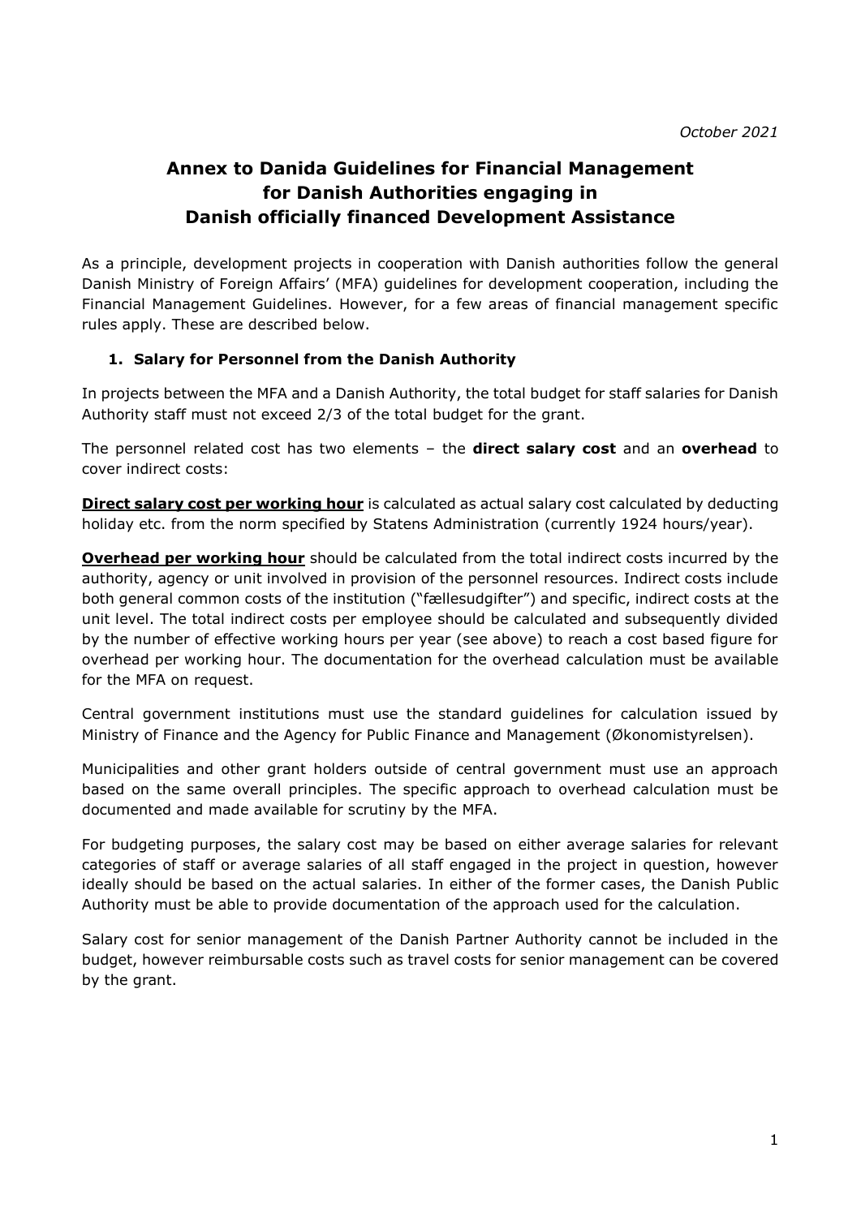*October 2021*

# Annex to Danida Guidelines for Financial Management for Danish Authorities engaging in Danish officially financed Development Assistance

As a principle, development projects in cooperation with Danish authorities follow the general Danish Ministry of Foreign Affairs' (MFA) guidelines for development cooperation, including the Financial Management Guidelines. However, for a few areas of financial management specific rules apply. These are described below.

## 1. Salary for Personnel from the Danish Authority

In projects between the MFA and a Danish Authority, the total budget for staff salaries for Danish Authority staff must not exceed 2/3 of the total budget for the grant.

The personnel related cost has two elements – the **direct salary cost** and an **overhead** to cover indirect costs:

**Direct salary cost per working hour** is calculated as actual salary cost calculated by deducting holiday etc. from the norm specified by Statens Administration (currently 1924 hours/year).

**Overhead per working hour** should be calculated from the total indirect costs incurred by the authority, agency or unit involved in provision of the personnel resources. Indirect costs include both general common costs of the institution ("fællesudgifter") and specific, indirect costs at the unit level. The total indirect costs per employee should be calculated and subsequently divided by the number of effective working hours per year (see above) to reach a cost based figure for overhead per working hour. The documentation for the overhead calculation must be available for the MFA on request.

Central government institutions must use the standard guidelines for calculation issued by Ministry of Finance and the Agency for Public Finance and Management (Økonomistyrelsen).

Municipalities and other grant holders outside of central government must use an approach based on the same overall principles. The specific approach to overhead calculation must be documented and made available for scrutiny by the MFA.

For budgeting purposes, the salary cost may be based on either average salaries for relevant categories of staff or average salaries of all staff engaged in the project in question, however ideally should be based on the actual salaries. In either of the former cases, the Danish Public Authority must be able to provide documentation of the approach used for the calculation.

Salary cost for senior management of the Danish Partner Authority cannot be included in the budget, however reimbursable costs such as travel costs for senior management can be covered by the grant.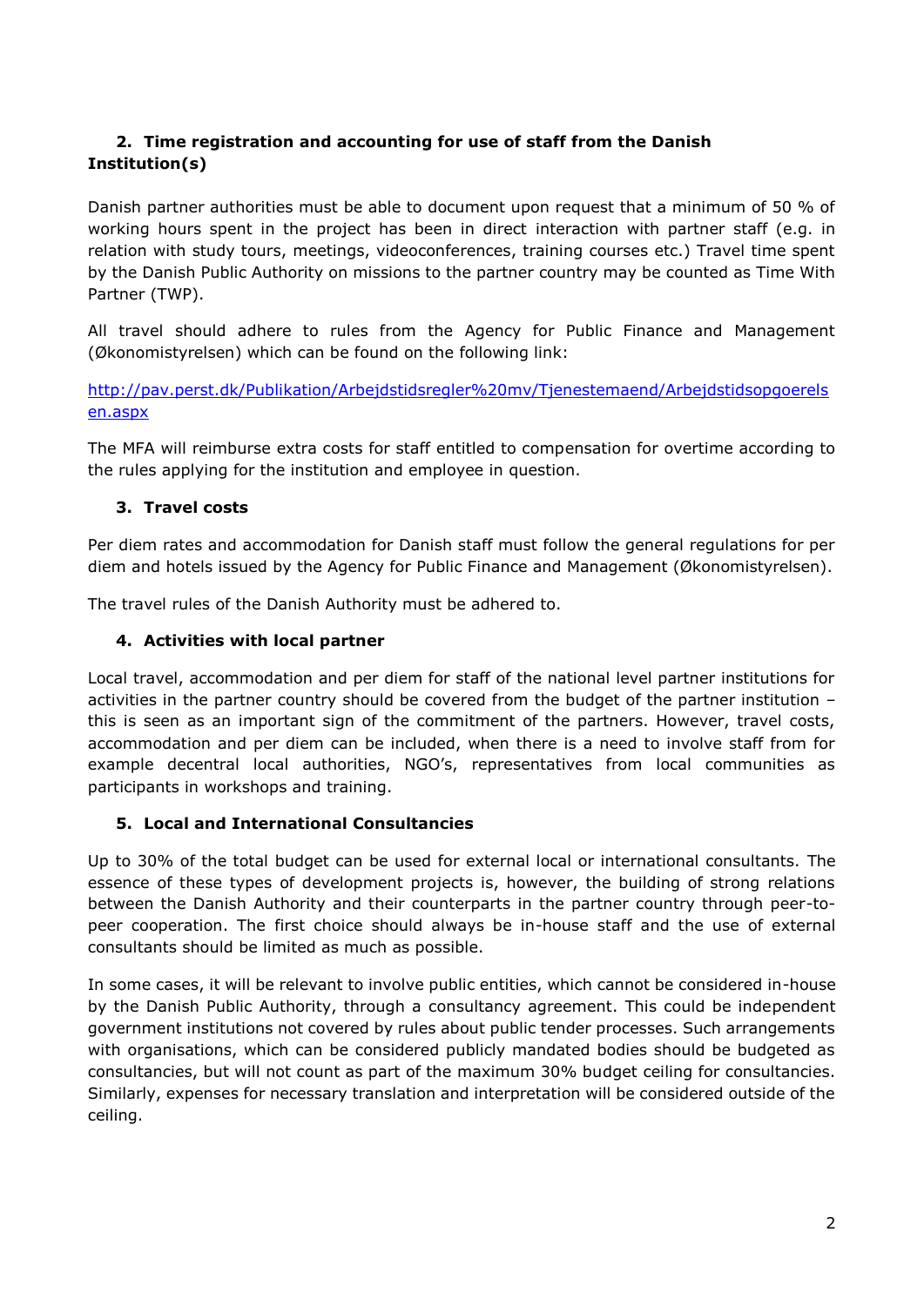## 2. Time registration and accounting for use of staff from the Danish Institution(s)

Danish partner authorities must be able to document upon request that a minimum of 50 % of working hours spent in the project has been in direct interaction with partner staff (e.g. in relation with study tours, meetings, videoconferences, training courses etc.) Travel time spent by the Danish Public Authority on missions to the partner country may be counted as Time With Partner (TWP).

All travel should adhere to rules from the Agency for Public Finance and Management (Økonomistyrelsen) which can be found on the following link:

[http://pav.perst.dk/Publikation/Arbejdstidsregler%20mv/Tjenestemaend/Arbejdstidsopgoerelsen.aspx](http://pav.perst.dk/Publikation/Arbejdstidsregler%20mv/Tjenestemaend/Arbejdstidsopgoerelsen.aspx)

The MFA will reimburse extra costs for staff entitled to compensation for overtime according to the rules applying for the institution and employee in question.

## 3. Travel costs

Per diem rates and accommodation for Danish staff must follow the general regulations for per diem and hotels issued by the Agency for Public Finance and Management (Økonomistyrelsen).

The travel rules of the Danish Authority must be adhered to.

## 4. Activities with local partner

Local travel, accommodation and per diem for staff of the national level partner institutions for activities in the partner country should be covered from the budget of the partner institution – this is seen as an important sign of the commitment of the partners. However, travel costs, accommodation and per diem can be included, when there is a need to involve staff from for example decentral local authorities, NGO's, representatives from local communities as participants in workshops and training.

## 5. Local and International Consultancies

Up to 30% of the total budget can be used for external local or international consultants. The essence of these types of development projects is, however, the building of strong relations between the Danish Authority and their counterparts in the partner country through peer-to-peer cooperation. The first choice should always be in-house staff and the use of external consultants should be limited as much as possible.

In some cases, it will be relevant to involve public entities, which cannot be considered in-house by the Danish Public Authority, through a consultancy agreement. This could be independent government institutions not covered by rules about public tender processes. Such arrangements with organisations, which can be considered publicly mandated bodies should be budgeted as consultancies, but will not count as part of the maximum 30% budget ceiling for consultancies. Similarly, expenses for necessary translation and interpretation will be considered outside of the ceiling.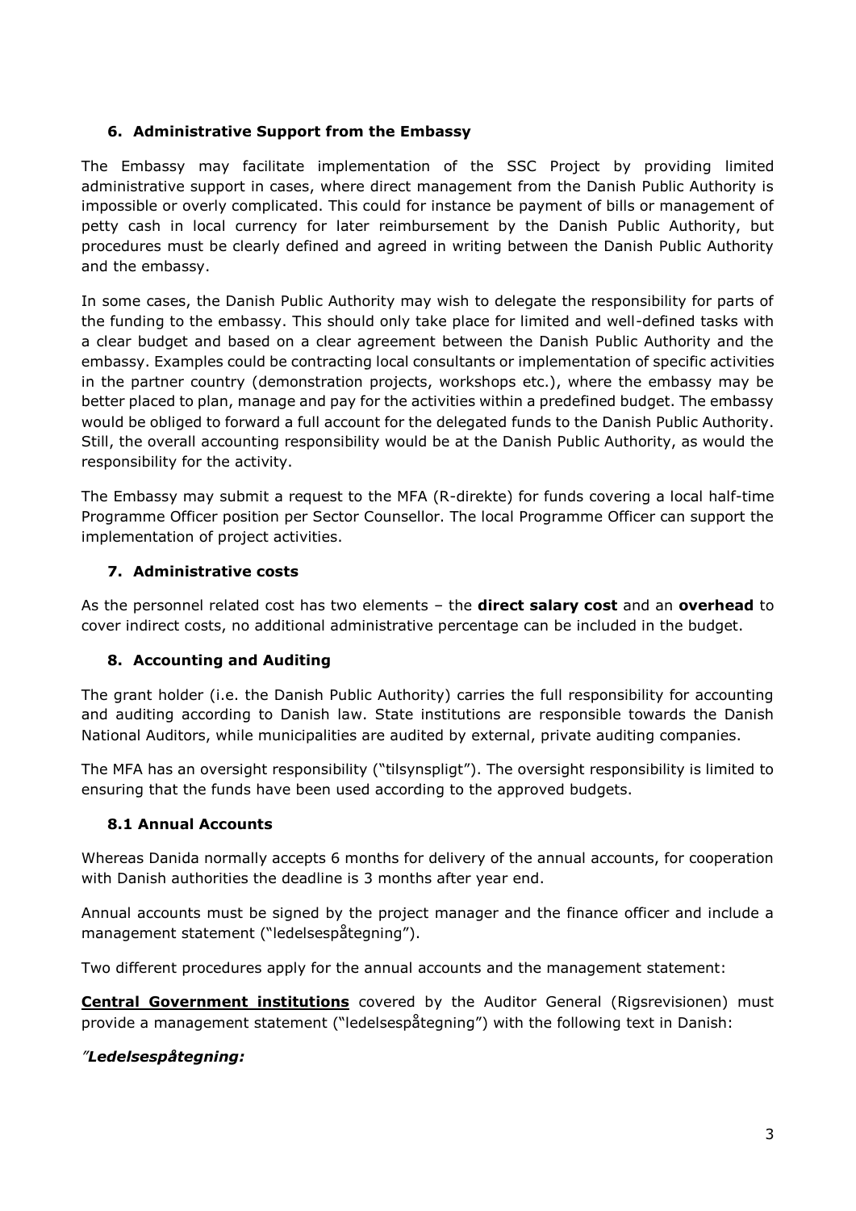## 6. Administrative Support from the Embassy

The Embassy may facilitate implementation of the SSC Project by providing limited administrative support in cases, where direct management from the Danish Public Authority is impossible or overly complicated. This could for instance be payment of bills or management of petty cash in local currency for later reimbursement by the Danish Public Authority, but procedures must be clearly defined and agreed in writing between the Danish Public Authority and the embassy.

In some cases, the Danish Public Authority may wish to delegate the responsibility for parts of the funding to the embassy. This should only take place for limited and well-defined tasks with a clear budget and based on a clear agreement between the Danish Public Authority and the embassy. Examples could be contracting local consultants or implementation of specific activities in the partner country (demonstration projects, workshops etc.), where the embassy may be better placed to plan, manage and pay for the activities within a predefined budget. The embassy would be obliged to forward a full account for the delegated funds to the Danish Public Authority. Still, the overall accounting responsibility would be at the Danish Public Authority, as would the responsibility for the activity.

The Embassy may submit a request to the MFA (R-direkte) for funds covering a local half-time Programme Officer position per Sector Counsellor. The local Programme Officer can support the implementation of project activities.

## 7. Administrative costs

As the personnel related cost has two elements – the **direct salary cost** and an **overhead** to cover indirect costs, no additional administrative percentage can be included in the budget.

## 8. Accounting and Auditing

The grant holder (i.e. the Danish Public Authority) carries the full responsibility for accounting and auditing according to Danish law. State institutions are responsible towards the Danish National Auditors, while municipalities are audited by external, private auditing companies.

The MFA has an oversight responsibility ("tilsynspligt"). The oversight responsibility is limited to ensuring that the funds have been used according to the approved budgets.

### 8.1 Annual Accounts

Whereas Danida normally accepts 6 months for delivery of the annual accounts, for cooperation with Danish authorities the deadline is 3 months after year end.

Annual accounts must be signed by the project manager and the finance officer and include a management statement ("ledelsespåtegning").

Two different procedures apply for the annual accounts and the management statement:

**Central Government institutions** covered by the Auditor General (Rigsrevisionen) must provide a management statement ("ledelsespåtegning") with the following text in Danish:

*"Ledelsespåtegning:*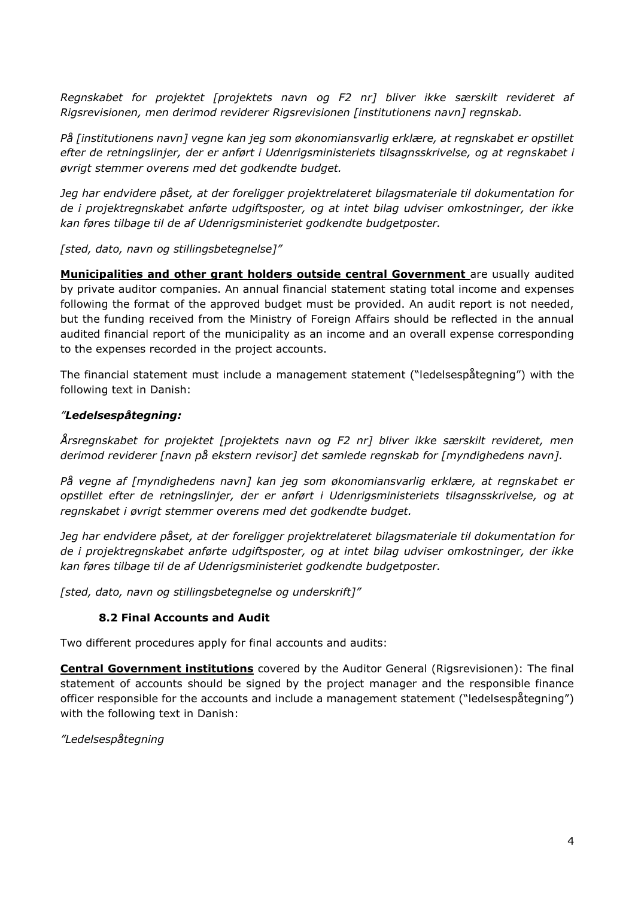*Regnskabet for projektet [projektets navn og F2 nr] bliver ikke særskilt revideret af Rigsrevisionen, men derimod reviderer Rigsrevisionen [institutionens navn] regnskab.*

*På [institutionens navn] vegne kan jeg som økonomiansvarlig erklære, at regnskabet er opstillet efter de retningslinjer, der er anført i Udenrigsministeriets tilsagnsskrivelse, og at regnskabet i øvrigt stemmer overens med det godkendte budget.*

*Jeg har endvidere påset, at der foreligger projektrelateret bilagsmateriale til dokumentation for de i projektregnskabet anførte udgiftsposter, og at intet bilag udviser omkostninger, der ikke kan føres tilbage til de af Udenrigsministeriet godkendte budgetposter.*

*[sted, dato, navn og stillingsbetegnelse]"*

**Municipalities and other grant holders outside central Government** are usually audited by private auditor companies. An annual financial statement stating total income and expenses following the format of the approved budget must be provided. An audit report is not needed, but the funding received from the Ministry of Foreign Affairs should be reflected in the annual audited financial report of the municipality as an income and an overall expense corresponding to the expenses recorded in the project accounts.

The financial statement must include a management statement ("ledelsespåtegning") with the following text in Danish:

*"**Ledelsespåtegning:***

*Årsregnskabet for projektet [projektets navn og F2 nr] bliver ikke særskilt revideret, men derimod reviderer [navn på ekstern revisor] det samlede regnskab for [myndighedens navn].*

*På vegne af [myndighedens navn] kan jeg som økonomiansvarlig erklære, at regnskabet er opstillet efter de retningslinjer, der er anført i Udenrigsministeriets tilsagnsskrivelse, og at regnskabet i øvrigt stemmer overens med det godkendte budget.*

*Jeg har endvidere påset, at der foreligger projektrelateret bilagsmateriale til dokumentation for de i projektregnskabet anførte udgiftsposter, og at intet bilag udviser omkostninger, der ikke kan føres tilbage til de af Udenrigsministeriet godkendte budgetposter.*

*[sted, dato, navn og stillingsbetegnelse og underskrift]"*

### 8.2 Final Accounts and Audit

Two different procedures apply for final accounts and audits:

**Central Government institutions** covered by the Auditor General (Rigsrevisionen): The final statement of accounts should be signed by the project manager and the responsible finance officer responsible for the accounts and include a management statement ("ledelsespåtegning") with the following text in Danish:

*"Ledelsespåtegning*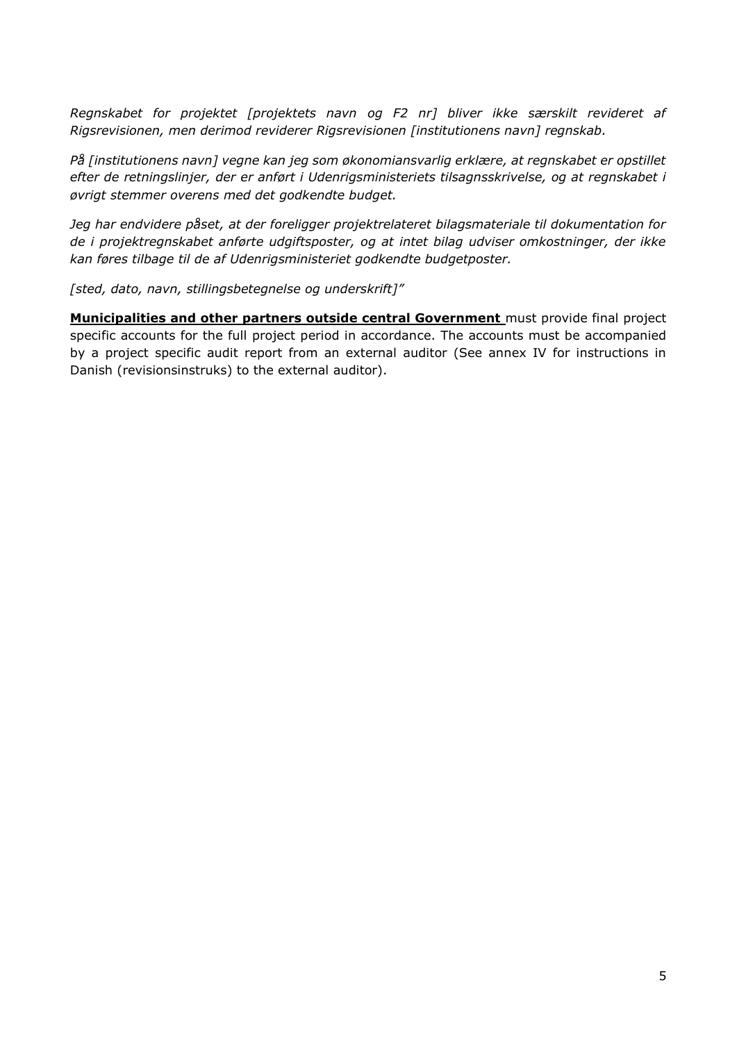*Regnskabet for projektet [projektets navn og F2 nr] bliver ikke særskilt revideret af Rigsrevisionen, men derimod reviderer Rigsrevisionen [institutionens navn] regnskab.*

*På [institutionens navn] vegne kan jeg som økonomiansvarlig erklære, at regnskabet er opstillet efter de retningslinjer, der er anført i Udenrigsministeriets tilsagnsskrivelse, og at regnskabet i øvrigt stemmer overens med det godkendte budget.*

*Jeg har endvidere påset, at der foreligger projektrelateret bilagsmateriale til dokumentation for de i projektregnskabet anførte udgiftsposter, og at intet bilag udviser omkostninger, der ikke kan føres tilbage til de af Udenrigsministeriet godkendte budgetposter.*

*[sted, dato, navn, stillingsbetegnelse og underskrift]"*

**Municipalities and other partners outside central Government** must provide final project specific accounts for the full project period in accordance. The accounts must be accompanied by a project specific audit report from an external auditor (See annex IV for instructions in Danish (revisionsinstruks) to the external auditor).